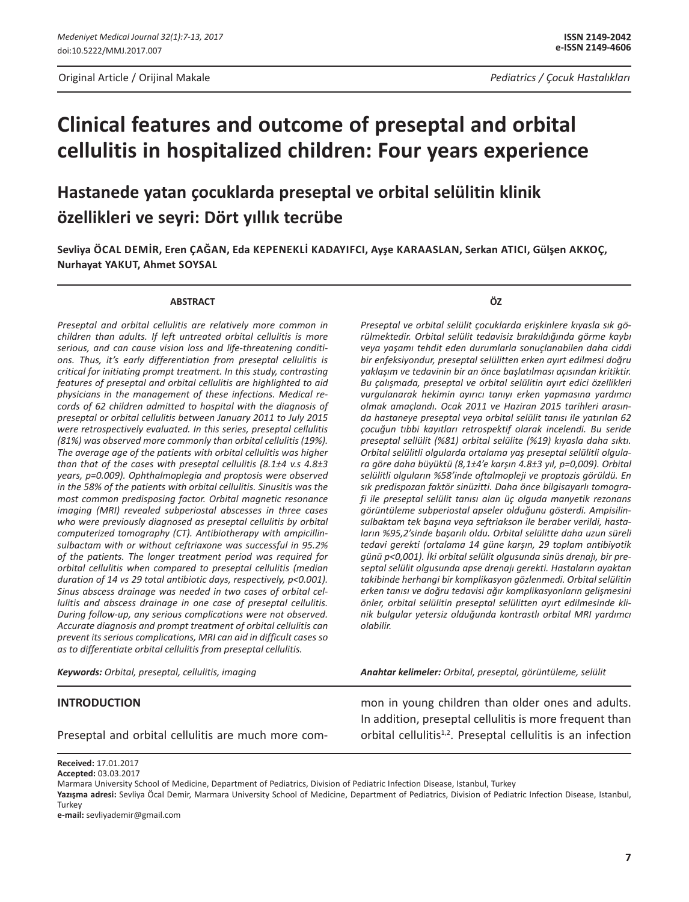Original Article / Orijinal Makale

Pediatrics / Çocuk Hastalıkları

# Clinical features and outcome of preseptal and orbital cellulitis in hospitalized children: Four years experience

## Hastanede yatan çocuklarda preseptal ve orbital selülitin klinik özellikleri ve seyri: Dört yıllık tecrübe

**Sevliya ÖCAL DEMİR, Eren ÇAĞAN, Eda KEPENEKLİ KADAYIFCI, Ayşe KARAASLAN, Serkan ATICI, Gülşen AKKOÇ, Nurhayat YAKUT, Ahmet SOYSAL**

### ABSTRACT

*Preseptal and orbital cellulitis are relatively more common in children than adults. If left untreated orbital cellulitis is more serious, and can cause vision loss and life-threatening conditions. Thus, it's early differentiation from preseptal cellulitis is critical for initiating prompt treatment. In this study, contrasting features of preseptal and orbital cellulitis are highlighted to aid physicians in the management of these infections. Medical records of 62 children admitted to hospital with the diagnosis of preseptal or orbital cellulitis between January 2011 to July 2015 were retrospectively evaluated. In this series, preseptal cellulitis (81%) was observed more commonly than orbital cellulitis (19%). The average age of the patients with orbital cellulitis was higher than that of the cases with preseptal cellulitis (8.1±4 v.s 4.8±3 years, p=0.009). Ophthalmoplegia and proptosis were observed in the 58% of the patients with orbital cellulitis. Sinusitis was the most common predisposing factor. Orbital magnetic resonance imaging (MRI) revealed subperiostal abscesses in three cases who were previously diagnosed as preseptal cellulitis by orbital computerized tomography (CT). Antibiotherapy with ampicillin-sulbactam with or without ceftriaxone was successful in 95.2% of the patients. The longer treatment period was required for orbital cellulitis when compared to preseptal cellulitis (median duration of 14 vs 29 total antibiotic days, respectively, p<0.001). Sinus abscess drainage was needed in two cases of orbital cellulitis and abscess drainage in one case of preseptal cellulitis. During follow-up, any serious complications were not observed. Accurate diagnosis and prompt treatment of orbital cellulitis can prevent its serious complications, MRI can aid in difficult cases so as to differentiate orbital cellulitis from preseptal cellulitis.*

***Keywords:*** *Orbital, preseptal, cellulitis, imaging*

### ÖZ

*Preseptal ve orbital selülit çocuklarda erişkinlere kıyasla sık görülmektedir. Orbital selülit tedavisiz bırakıldığında görme kaybı veya yaşamı tehdit eden durumlarla sonuçlanabilen daha ciddi bir enfeksiyondur, preseptal selülitten erken ayırt edilmesi doğru yaklaşım ve tedavinin bir an önce başlatılması açısından kritiktir. Bu çalışmada, preseptal ve orbital selülitin ayırt edici özellikleri vurgulanarak hekimin ayırıcı tanıyı erken yapmasına yardımcı olmak amaçlandı. Ocak 2011 ve Haziran 2015 tarihleri arasında hastaneye preseptal veya orbital selülit tanısı ile yatırılan 62 çocuğun tıbbi kayıtları retrospektif olarak incelendi. Bu seride preseptal sellülit (%81) orbital selülite (%19) kıyasla daha sıktı. Orbital selülitli olgularda ortalama yaş preseptal selülitli olgulara göre daha büyüktü (8,1±4'e karşın 4.8±3 yıl, p=0,009). Orbital selülitli olguların %58'inde oftalmopleji ve proptozis görüldü. En sık predispozan faktör sinüzitti. Daha önce bilgisayarlı tomografi ile preseptal selülit tanısı alan üç olguda manyetik rezonans görüntüleme subperiostal apseler olduğunu gösterdi. Ampisilin-sulbaktam tek başına veya seftriakson ile beraber verildi, hastaların %95,2'sinde başarılı oldu. Orbital selülitte daha uzun süreli tedavi gerekti (ortalama 14 güne karşın, 29 toplam antibiyotik günü p<0,001). İki orbital selülit olgusunda sinüs drenajı, bir preseptal selülit olgusunda apse drenajı gerekti. Hastaların ayaktan takibinde herhangi bir komplikasyon gözlenmedi. Orbital selülitin erken tanısı ve doğru tedavisi ağır komplikasyonların gelişmesini önler, orbital selülitin preseptal selülitten ayırt edilmesinde klinik bulgular yetersiz olduğunda kontrastlı orbital MRI yardımcı olabilir.*

***Anahtar kelimeler:*** *Orbital, preseptal, görüntüleme, selülit*

## INTRODUCTION

Preseptal and orbital cellulitis are much more common in young children than older ones and adults. In addition, preseptal cellulitis is more frequent than orbital cellulitis[1,2]. Preseptal cellulitis is an infection

**Received:** 17.01.2017
**Accepted:** 03.03.2017
Marmara University School of Medicine, Department of Pediatrics, Division of Pediatric Infection Disease, Istanbul, Turkey
**Yazışma adresi:** Sevliya Öcal Demir, Marmara University School of Medicine, Department of Pediatrics, Division of Pediatric Infection Disease, Istanbul, Turkey
**e-mail:** sevliyademir@gmail.com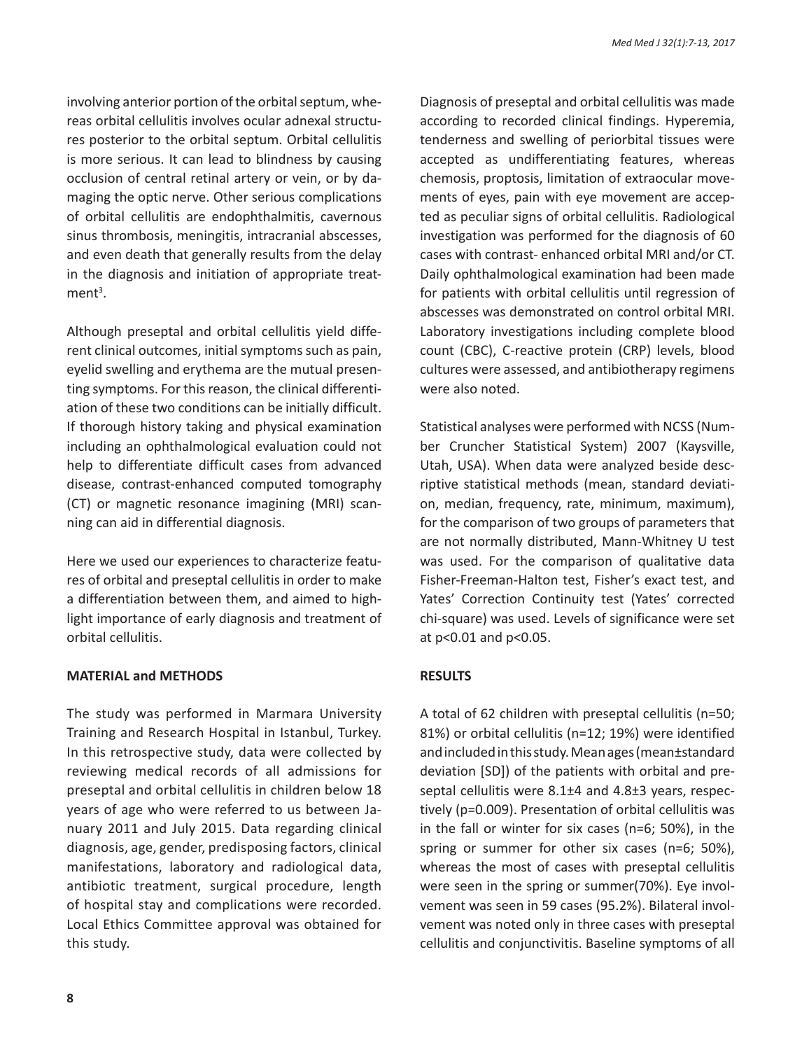involving anterior portion of the orbital septum, whereas orbital cellulitis involves ocular adnexal structures posterior to the orbital septum. Orbital cellulitis is more serious. It can lead to blindness by causing occlusion of central retinal artery or vein, or by damaging the optic nerve. Other serious complications of orbital cellulitis are endophthalmitis, cavernous sinus thrombosis, meningitis, intracranial abscesses, and even death that generally results from the delay in the diagnosis and initiation of appropriate treatment[3].

Although preseptal and orbital cellulitis yield different clinical outcomes, initial symptoms such as pain, eyelid swelling and erythema are the mutual presenting symptoms. For this reason, the clinical differentiation of these two conditions can be initially difficult. If thorough history taking and physical examination including an ophthalmological evaluation could not help to differentiate difficult cases from advanced disease, contrast-enhanced computed tomography (CT) or magnetic resonance imagining (MRI) scanning can aid in differential diagnosis.

Here we used our experiences to characterize features of orbital and preseptal cellulitis in order to make a differentiation between them, and aimed to highlight importance of early diagnosis and treatment of orbital cellulitis.

## MATERIAL and METHODS

The study was performed in Marmara University Training and Research Hospital in Istanbul, Turkey. In this retrospective study, data were collected by reviewing medical records of all admissions for preseptal and orbital cellulitis in children below 18 years of age who were referred to us between January 2011 and July 2015. Data regarding clinical diagnosis, age, gender, predisposing factors, clinical manifestations, laboratory and radiological data, antibiotic treatment, surgical procedure, length of hospital stay and complications were recorded. Local Ethics Committee approval was obtained for this study.

Diagnosis of preseptal and orbital cellulitis was made according to recorded clinical findings. Hyperemia, tenderness and swelling of periorbital tissues were accepted as undifferentiating features, whereas chemosis, proptosis, limitation of extraocular movements of eyes, pain with eye movement are accepted as peculiar signs of orbital cellulitis. Radiological investigation was performed for the diagnosis of 60 cases with contrast- enhanced orbital MRI and/or CT. Daily ophthalmological examination had been made for patients with orbital cellulitis until regression of abscesses was demonstrated on control orbital MRI. Laboratory investigations including complete blood count (CBC), C-reactive protein (CRP) levels, blood cultures were assessed, and antibiotherapy regimens were also noted.

Statistical analyses were performed with NCSS (Number Cruncher Statistical System) 2007 (Kaysville, Utah, USA). When data were analyzed beside descriptive statistical methods (mean, standard deviation, median, frequency, rate, minimum, maximum), for the comparison of two groups of parameters that are not normally distributed, Mann-Whitney U test was used. For the comparison of qualitative data Fisher-Freeman-Halton test, Fisher's exact test, and Yates' Correction Continuity test (Yates' corrected chi-square) was used. Levels of significance were set at $p<0.01$ and $p<0.05$.

## RESULTS

A total of 62 children with preseptal cellulitis (n=50; 81%) or orbital cellulitis (n=12; 19%) were identified and included in this study. Mean ages (mean±standard deviation [SD]) of the patients with orbital and preseptal cellulitis were 8.1±4 and 4.8±3 years, respectively ($p=0.009$). Presentation of orbital cellulitis was in the fall or winter for six cases (n=6; 50%), in the spring or summer for other six cases (n=6; 50%), whereas the most of cases with preseptal cellulitis were seen in the spring or summer(70%). Eye involvement was seen in 59 cases (95.2%). Bilateral involvement was noted only in three cases with preseptal cellulitis and conjunctivitis. Baseline symptoms of all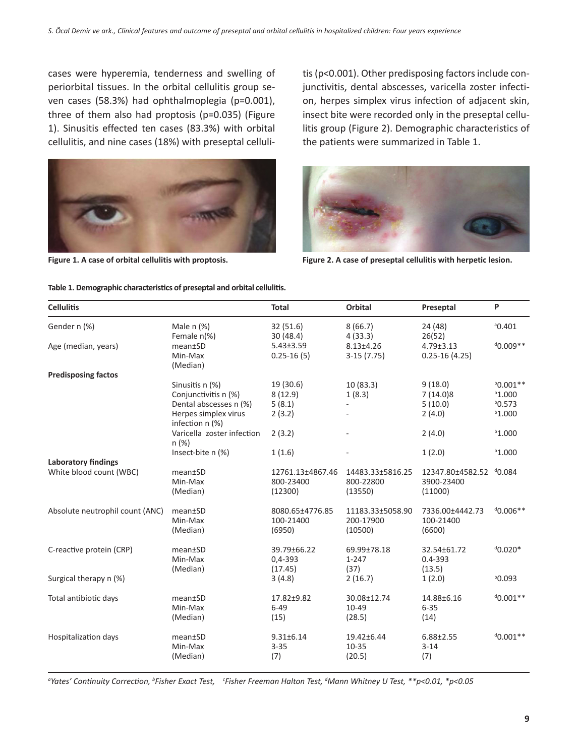cases were hyperemia, tenderness and swelling of periorbital tissues. In the orbital cellulitis group seven cases (58.3%) had ophthalmoplegia (p=0.001), three of them also had proptosis (p=0.035) (Figure 1). Sinusitis effected ten cases (83.3%) with orbital cellulitis, and nine cases (18%) with preseptal cellulitis (p<0.001). Other predisposing factors include conjunctivitis, dental abscesses, varicella zoster infection, herpes simplex virus infection of adjacent skin, insect bite were recorded only in the preseptal cellulitis group (Figure 2). Demographic characteristics of the patients were summarized in Table 1.

**Figure 1. A case of orbital cellulitis with proptosis.**

**Figure 2. A case of preseptal cellulitis with herpetic lesion.**

**Table 1. Demographic characteristics of preseptal and orbital cellulitis.**

| Cellulitis | | Total | Orbital | Preseptal | P |
|---|---|---|---|---|---|
| Gender n (%) | Male n (%)<br>Female n(%) | 32 (51.6)<br>30 (48.4) | 8 (66.7)<br>4 (33.3) | 24 (48)<br>26(52) | [a]0.401 |
| Age (median, years) | mean±SD<br>Min-Max<br>(Median) | 5.43±3.59<br>0.25-16 (5) | 8.13±4.26<br>3-15 (7.75) | 4.79±3.13<br>0.25-16 (4.25) | [d]0.009** |
| **Predisposing factos** | | | | | |
| | Sinusitis n (%) | 19 (30.6) | 10 (83.3) | 9 (18.0) | [b]0.001** |
| | Conjunctivitis n (%) | 8 (12.9) | 1 (8.3) | 7 (14.0)8 | [b]1.000 |
| | Dental abscesses n (%) | 5 (8.1) | - | 5 (10.0) | [b]0.573 |
| | Herpes simplex virus infection n (%) | 2 (3.2) | - | 2 (4.0) | [b]1.000 |
| | Varicella zoster infection n (%) | 2 (3.2) | - | 2 (4.0) | [b]1.000 |
| | Insect-bite n (%) | 1 (1.6) | - | 1 (2.0) | [b]1.000 |
| **Laboratory findings** | | | | | |
| White blood count (WBC) | mean±SD<br>Min-Max<br>(Median) | 12761.13±4867.46<br>800-23400<br>(12300) | 14483.33±5816.25<br>800-22800<br>(13550) | 12347.80±4582.52<br>3900-23400<br>(11000) | [d]0.084 |
| Absolute neutrophil count (ANC) | mean±SD<br>Min-Max<br>(Median) | 8080.65±4776.85<br>100-21400<br>(6950) | 11183.33±5058.90<br>200-17900<br>(10500) | 7336.00±4442.73<br>100-21400<br>(6600) | [d]0.006** |
| C-reactive protein (CRP) | mean±SD<br>Min-Max<br>(Median) | 39.79±66.22<br>0,4-393<br>(17.45) | 69.99±78.18<br>1-247<br>(37) | 32.54±61.72<br>0.4-393<br>(13.5) | [d]0.020* |
| Surgical therapy n (%) | | 3 (4.8) | 2 (16.7) | 1 (2.0) | [b]0.093 |
| Total antibiotic days | mean±SD<br>Min-Max<br>(Median) | 17.82±9.82<br>6-49<br>(15) | 30.08±12.74<br>10-49<br>(28.5) | 14.88±6.16<br>6-35<br>(14) | [d]0.001** |
| Hospitalization days | mean±SD<br>Min-Max<br>(Median) | 9.31±6.14<br>3-35<br>(7) | 19.42±6.44<br>10-35<br>(20.5) | 6.88±2.55<br>3-14<br>(7) | [d]0.001** |

*[a]Yates' Continuity Correction, [b]Fisher Exact Test, [c]Fisher Freeman Halton Test, [d]Mann Whitney U Test, **p<0.01, *p<0.05*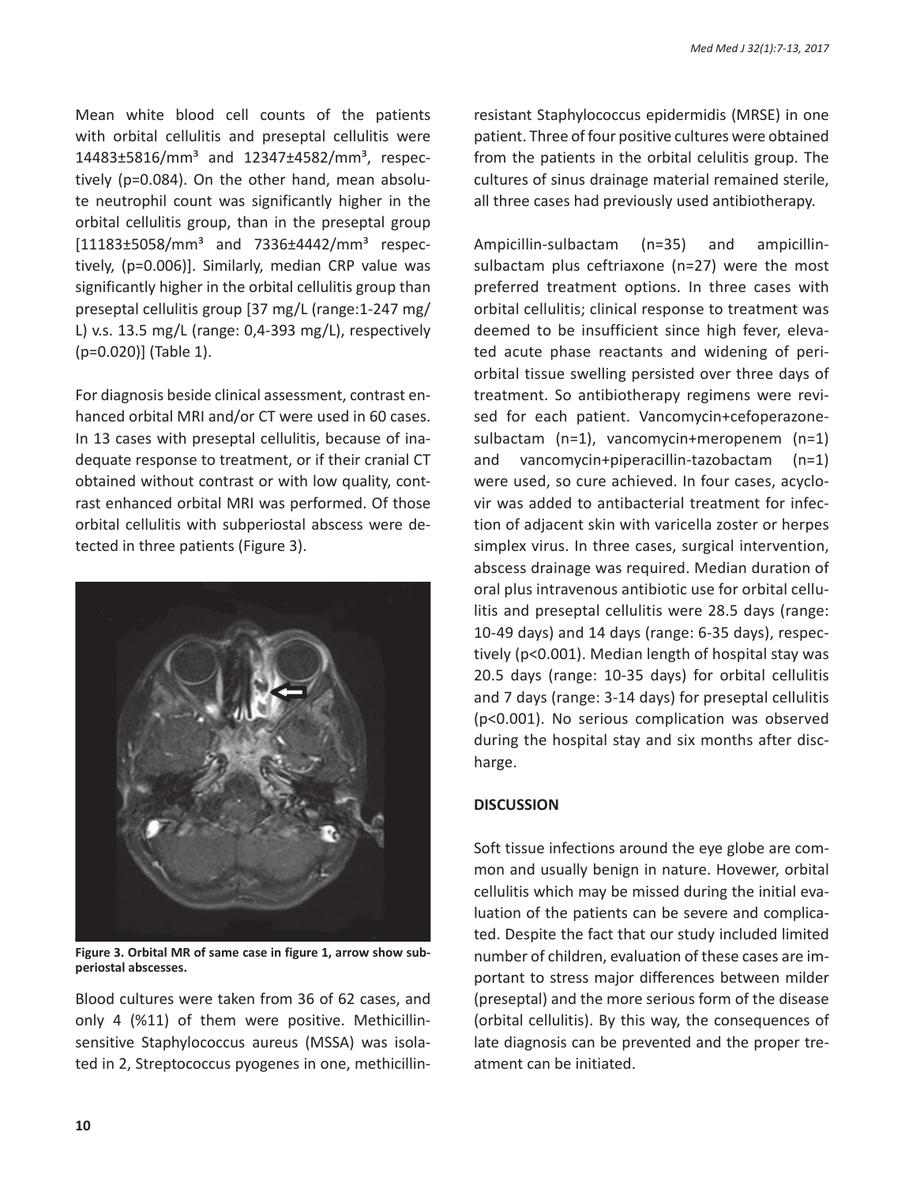Mean white blood cell counts of the patients with orbital cellulitis and preseptal cellulitis were 14483±5816/mm³ and 12347±4582/mm³, respectively (p=0.084). On the other hand, mean absolute neutrophil count was significantly higher in the orbital cellulitis group, than in the preseptal group [11183±5058/mm³ and 7336±4442/mm³ respectively, (p=0.006)]. Similarly, median CRP value was significantly higher in the orbital cellulitis group than preseptal cellulitis group [37 mg/L (range:1-247 mg/L) v.s. 13.5 mg/L (range: 0,4-393 mg/L), respectively (p=0.020)] (Table 1).

For diagnosis beside clinical assessment, contrast enhanced orbital MRI and/or CT were used in 60 cases. In 13 cases with preseptal cellulitis, because of inadequate response to treatment, or if their cranial CT obtained without contrast or with low quality, contrast enhanced orbital MRI was performed. Of those orbital cellulitis with subperiostal abscess were detected in three patients (Figure 3).

**Figure 3. Orbital MR of same case in figure 1, arrow show subperiostal abscesses.**

Blood cultures were taken from 36 of 62 cases, and only 4 (%11) of them were positive. Methicillin-sensitive Staphylococcus aureus (MSSA) was isolated in 2, Streptococcus pyogenes in one, methicillin-resistant Staphylococcus epidermidis (MRSE) in one patient. Three of four positive cultures were obtained from the patients in the orbital celulitis group. The cultures of sinus drainage material remained sterile, all three cases had previously used antibiotherapy.

Ampicillin-sulbactam (n=35) and ampicillin-sulbactam plus ceftriaxone (n=27) were the most preferred treatment options. In three cases with orbital cellulitis; clinical response to treatment was deemed to be insufficient since high fever, elevated acute phase reactants and widening of periorbital tissue swelling persisted over three days of treatment. So antibiotherapy regimens were revised for each patient. Vancomycin+cefoperazone-sulbactam (n=1), vancomycin+meropenem (n=1) and vancomycin+piperacillin-tazobactam (n=1) were used, so cure achieved. In four cases, acyclovir was added to antibacterial treatment for infection of adjacent skin with varicella zoster or herpes simplex virus. In three cases, surgical intervention, abscess drainage was required. Median duration of oral plus intravenous antibiotic use for orbital cellulitis and preseptal cellulitis were 28.5 days (range: 10-49 days) and 14 days (range: 6-35 days), respectively (p<0.001). Median length of hospital stay was 20.5 days (range: 10-35 days) for orbital cellulitis and 7 days (range: 3-14 days) for preseptal cellulitis (p<0.001). No serious complication was observed during the hospital stay and six months after discharge.

## DISCUSSION

Soft tissue infections around the eye globe are common and usually benign in nature. However, orbital cellulitis which may be missed during the initial evaluation of the patients can be severe and complicated. Despite the fact that our study included limited number of children, evaluation of these cases are important to stress major differences between milder (preseptal) and the more serious form of the disease (orbital cellulitis). By this way, the consequences of late diagnosis can be prevented and the proper treatment can be initiated.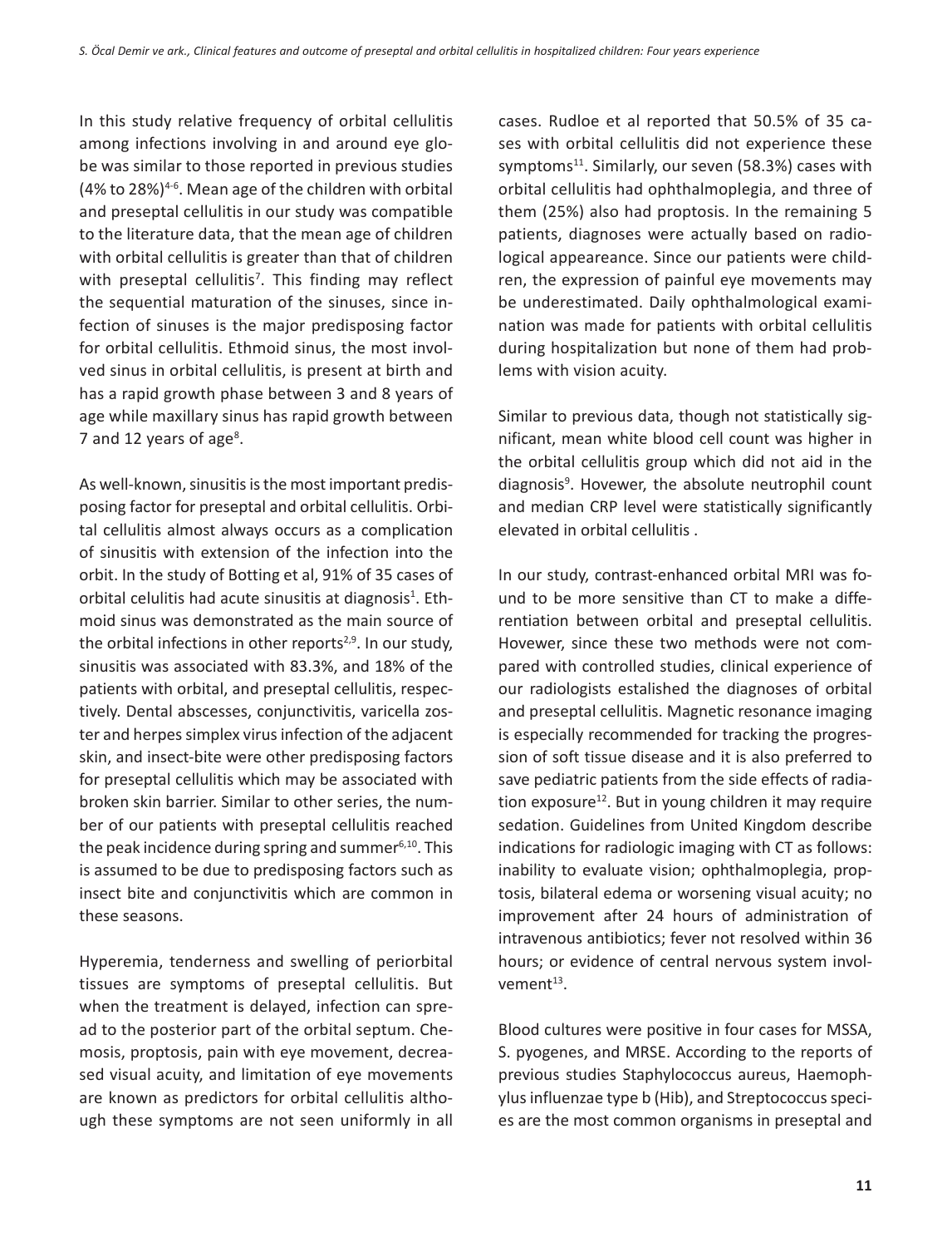In this study relative frequency of orbital cellulitis among infections involving in and around eye globe was similar to those reported in previous studies (4% to 28%)[4-6]. Mean age of the children with orbital and preseptal cellulitis in our study was compatible to the literature data, that the mean age of children with orbital cellulitis is greater than that of children with preseptal cellulitis[7]. This finding may reflect the sequential maturation of the sinuses, since infection of sinuses is the major predisposing factor for orbital cellulitis. Ethmoid sinus, the most involved sinus in orbital cellulitis, is present at birth and has a rapid growth phase between 3 and 8 years of age while maxillary sinus has rapid growth between 7 and 12 years of age[8].

As well-known, sinusitis is the most important predisposing factor for preseptal and orbital cellulitis. Orbital cellulitis almost always occurs as a complication of sinusitis with extension of the infection into the orbit. In the study of Botting et al, 91% of 35 cases of orbital celulitis had acute sinusitis at diagnosis[1]. Ethmoid sinus was demonstrated as the main source of the orbital infections in other reports[2,9]. In our study, sinusitis was associated with 83.3%, and 18% of the patients with orbital, and preseptal cellulitis, respectively. Dental abscesses, conjunctivitis, varicella zoster and herpes simplex virus infection of the adjacent skin, and insect-bite were other predisposing factors for preseptal cellulitis which may be associated with broken skin barrier. Similar to other series, the number of our patients with preseptal cellulitis reached the peak incidence during spring and summer[6,10]. This is assumed to be due to predisposing factors such as insect bite and conjunctivitis which are common in these seasons.

Hyperemia, tenderness and swelling of periorbital tissues are symptoms of preseptal cellulitis. But when the treatment is delayed, infection can spread to the posterior part of the orbital septum. Chemosis, proptosis, pain with eye movement, decreased visual acuity, and limitation of eye movements are known as predictors for orbital cellulitis although these symptoms are not seen uniformly in all cases. Rudloe et al reported that 50.5% of 35 cases with orbital cellulitis did not experience these symptoms[11]. Similarly, our seven (58.3%) cases with orbital cellulitis had ophthalmoplegia, and three of them (25%) also had proptosis. In the remaining 5 patients, diagnoses were actually based on radiological appeareance. Since our patients were children, the expression of painful eye movements may be underestimated. Daily ophthalmological examination was made for patients with orbital cellulitis during hospitalization but none of them had problems with vision acuity.

Similar to previous data, though not statistically significant, mean white blood cell count was higher in the orbital cellulitis group which did not aid in the diagnosis[9]. Hovewer, the absolute neutrophil count and median CRP level were statistically significantly elevated in orbital cellulitis .

In our study, contrast-enhanced orbital MRI was found to be more sensitive than CT to make a differentiation between orbital and preseptal cellulitis. Hovewer, since these two methods were not compared with controlled studies, clinical experience of our radiologists estalished the diagnoses of orbital and preseptal cellulitis. Magnetic resonance imaging is especially recommended for tracking the progression of soft tissue disease and it is also preferred to save pediatric patients from the side effects of radiation exposure[12]. But in young children it may require sedation. Guidelines from United Kingdom describe indications for radiologic imaging with CT as follows: inability to evaluate vision; ophthalmoplegia, proptosis, bilateral edema or worsening visual acuity; no improvement after 24 hours of administration of intravenous antibiotics; fever not resolved within 36 hours; or evidence of central nervous system involvement[13].

Blood cultures were positive in four cases for MSSA, S. pyogenes, and MRSE. According to the reports of previous studies Staphylococcus aureus, Haemophylus influenzae type b (Hib), and Streptococcus species are the most common organisms in preseptal and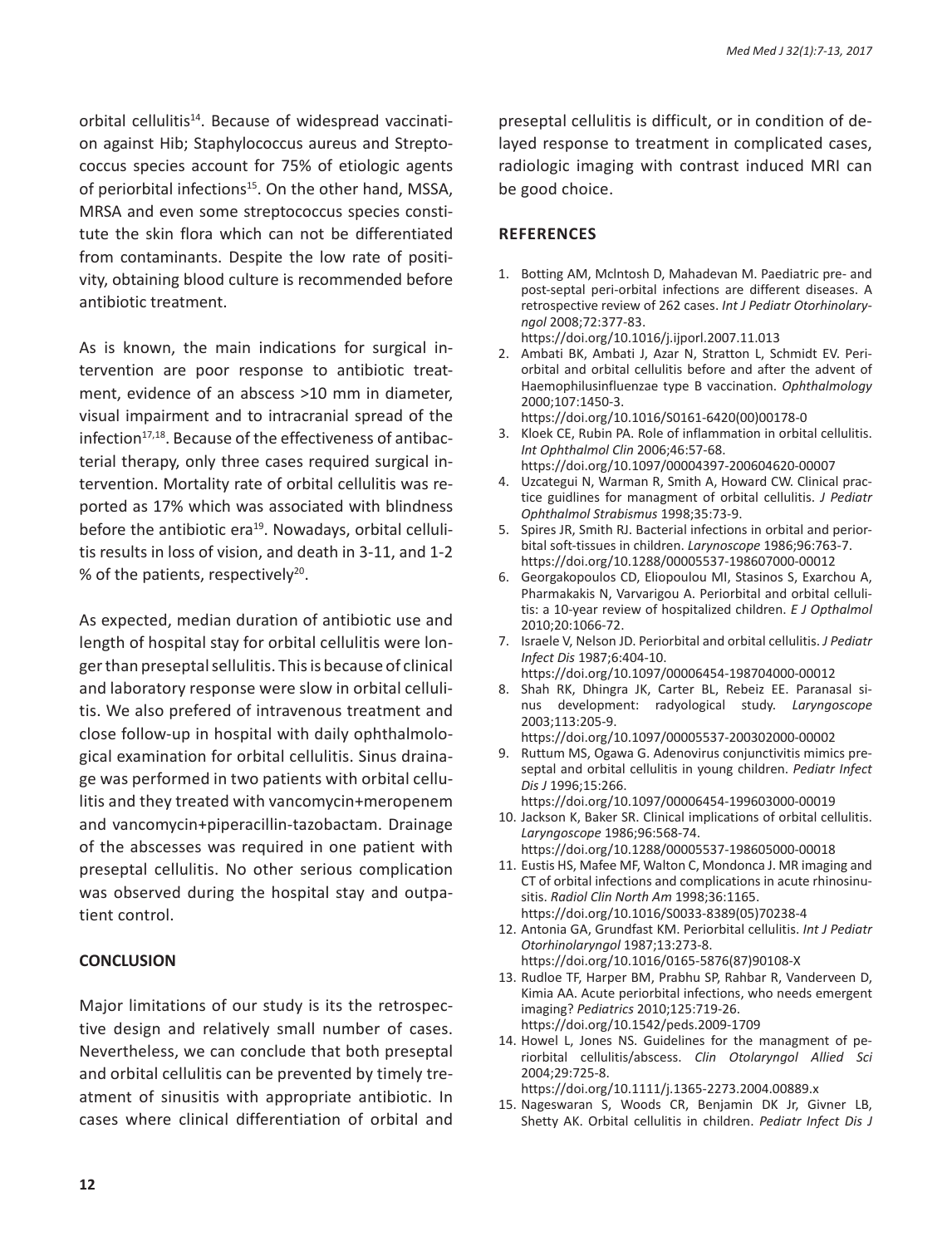orbital cellulitis[14]. Because of widespread vaccination against Hib; Staphylococcus aureus and Streptococcus species account for 75% of etiologic agents of periorbital infections[15]. On the other hand, MSSA, MRSA and even some streptococcus species constitute the skin flora which can not be differentiated from contaminants. Despite the low rate of positivity, obtaining blood culture is recommended before antibiotic treatment.

As is known, the main indications for surgical intervention are poor response to antibiotic treatment, evidence of an abscess >10 mm in diameter, visual impairment and to intracranial spread of the infection[17,18]. Because of the effectiveness of antibacterial therapy, only three cases required surgical intervention. Mortality rate of orbital cellulitis was reported as 17% which was associated with blindness before the antibiotic era[19]. Nowadays, orbital cellulitis results in loss of vision, and death in 3-11, and 1-2 % of the patients, respectively[20].

As expected, median duration of antibiotic use and length of hospital stay for orbital cellulitis were longer than preseptal sellulitis. This is because of clinical and laboratory response were slow in orbital cellulitis. We also prefered of intravenous treatment and close follow-up in hospital with daily ophthalmological examination for orbital cellulitis. Sinus drainage was performed in two patients with orbital cellulitis and they treated with vancomycin+meropenem and vancomycin+piperacillin-tazobactam. Drainage of the abscesses was required in one patient with preseptal cellulitis. No other serious complication was observed during the hospital stay and outpatient control.

## CONCLUSION

Major limitations of our study is its the retrospective design and relatively small number of cases. Nevertheless, we can conclude that both preseptal and orbital cellulitis can be prevented by timely treatment of sinusitis with appropriate antibiotic. In cases where clinical differentiation of orbital and preseptal cellulitis is difficult, or in condition of delayed response to treatment in complicated cases, radiologic imaging with contrast induced MRI can be good choice.

## REFERENCES

1. Botting AM, Mclntosh D, Mahadevan M. Paediatric pre- and post-septal peri-orbital infections are different diseases. A retrospective review of 262 cases. *Int J Pediatr Otorhinolaryngol* 2008;72:377-83. https://doi.org/10.1016/j.ijporl.2007.11.013
2. Ambati BK, Ambati J, Azar N, Stratton L, Schmidt EV. Periorbital and orbital cellulitis before and after the advent of Haemophilusinfluenzae type B vaccination. *Ophthalmology* 2000;107:1450-3. https://doi.org/10.1016/S0161-6420(00)00178-0
3. Kloek CE, Rubin PA. Role of inflammation in orbital cellulitis. *Int Ophthalmol Clin* 2006;46:57-68. https://doi.org/10.1097/00004397-200604620-00007
4. Uzcategui N, Warman R, Smith A, Howard CW. Clinical practice guidlines for managment of orbital cellulitis. *J Pediatr Ophthalmol Strabismus* 1998;35:73-9.
5. Spires JR, Smith RJ. Bacterial infections in orbital and periorbital soft-tissues in children. *Larynoscope* 1986;96:763-7. https://doi.org/10.1288/00005537-198607000-00012
6. Georgakopoulos CD, Eliopoulou MI, Stasinos S, Exarchou A, Pharmakakis N, Varvarigou A. Periorbital and orbital cellulitis: a 10-year review of hospitalized children. *E J Opthalmol* 2010;20:1066-72.
7. Israele V, Nelson JD. Periorbital and orbital cellulitis. *J Pediatr Infect Dis* 1987;6:404-10. https://doi.org/10.1097/00006454-198704000-00012
8. Shah RK, Dhingra JK, Carter BL, Rebeiz EE. Paranasal sinus development: radyological study. *Laryngoscope* 2003;113:205-9. https://doi.org/10.1097/00005537-200302000-00002
9. Ruttum MS, Ogawa G. Adenovirus conjunctivitis mimics preseptal and orbital cellulitis in young children. *Pediatr Infect Dis J* 1996;15:266. https://doi.org/10.1097/00006454-199603000-00019
10. Jackson K, Baker SR. Clinical implications of orbital cellulitis. *Laryngoscope* 1986;96:568-74. https://doi.org/10.1288/00005537-198605000-00018
11. Eustis HS, Mafee MF, Walton C, Mondonca J. MR imaging and CT of orbital infections and complications in acute rhinosinusitis. *Radiol Clin North Am* 1998;36:1165. https://doi.org/10.1016/S0033-8389(05)70238-4
12. Antonia GA, Grundfast KM. Periorbital cellulitis. *Int J Pediatr Otorhinolaryngol* 1987;13:273-8. https://doi.org/10.1016/0165-5876(87)90108-X
13. Rudloe TF, Harper BM, Prabhu SP, Rahbar R, Vanderveen D, Kimia AA. Acute periorbital infections, who needs emergent imaging? *Pediatrics* 2010;125:719-26. https://doi.org/10.1542/peds.2009-1709
14. Howel L, Jones NS. Guidelines for the managment of periorbital cellulitis/abscess. *Clin Otolaryngol Allied Sci* 2004;29:725-8. https://doi.org/10.1111/j.1365-2273.2004.00889.x
15. Nageswaran S, Woods CR, Benjamin DK Jr, Givner LB, Shetty AK. Orbital cellulitis in children. *Pediatr Infect Dis J*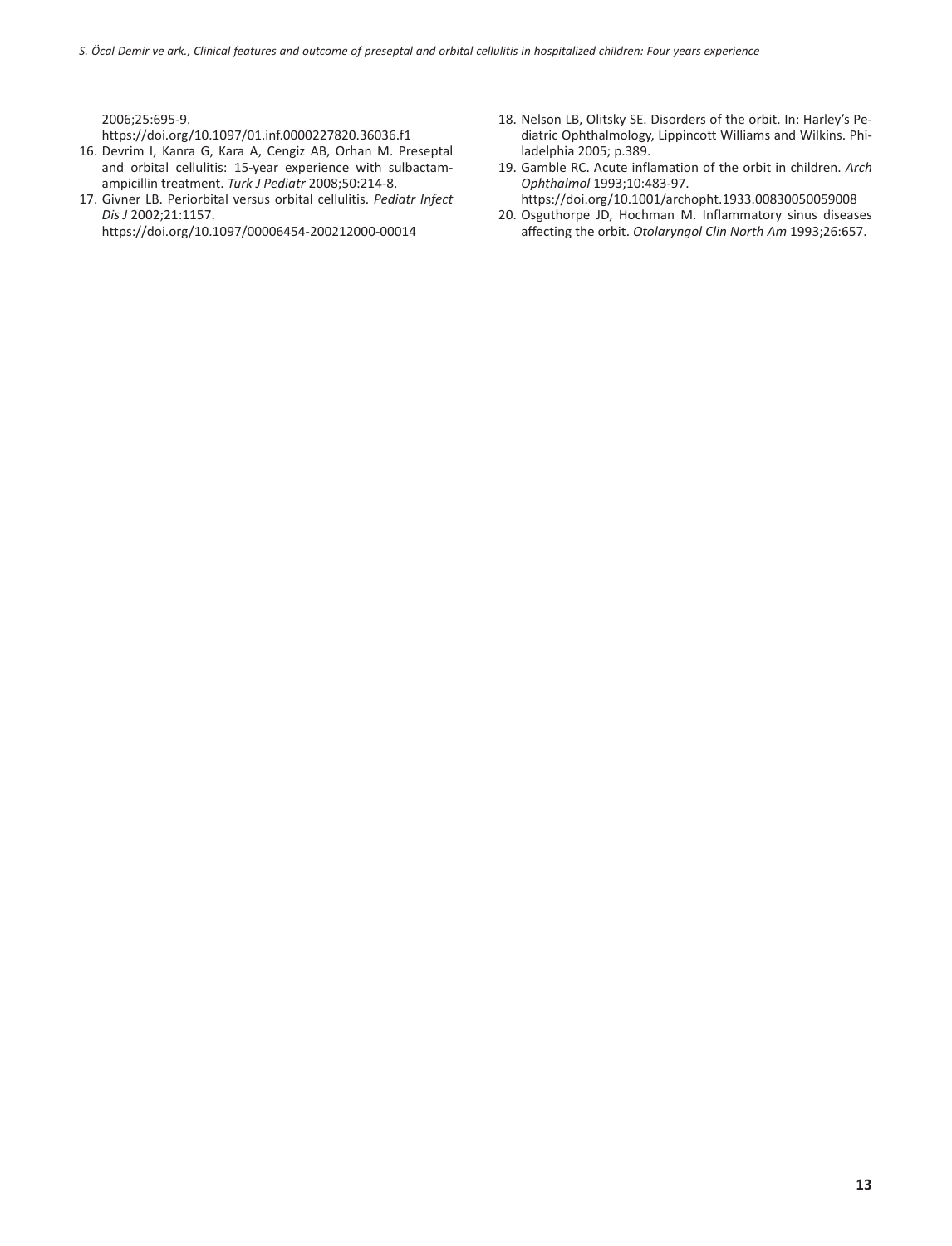2006;25:695-9.
https://doi.org/10.1097/01.inf.0000227820.36036.f1

16. Devrim I, Kanra G, Kara A, Cengiz AB, Orhan M. Preseptal and orbital cellulitis: 15-year experience with sulbactam-ampicillin treatment. *Turk J Pediatr* 2008;50:214-8.
17. Givner LB. Periorbital versus orbital cellulitis. *Pediatr Infect Dis J* 2002;21:1157.
https://doi.org/10.1097/00006454-200212000-00014
18. Nelson LB, Olitsky SE. Disorders of the orbit. In: Harley's Pediatric Ophthalmology, Lippincott Williams and Wilkins. Philadelphia 2005; p.389.
19. Gamble RC. Acute inflamation of the orbit in children. *Arch Ophthalmol* 1993;10:483-97.
https://doi.org/10.1001/archopht.1933.00830050059008
20. Osguthorpe JD, Hochman M. Inflammatory sinus diseases affecting the orbit. *Otolaryngol Clin North Am* 1993;26:657.